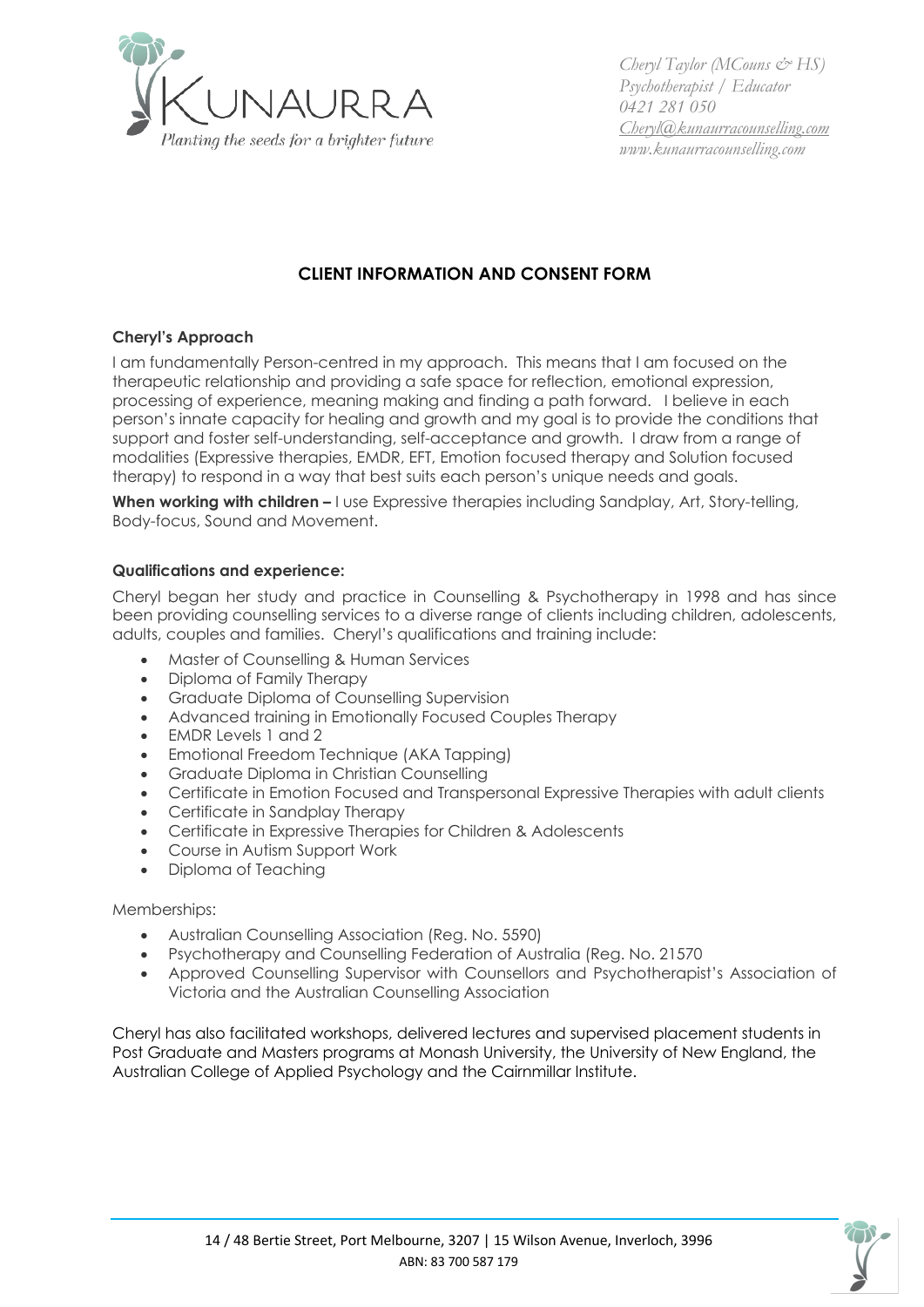KUNAURRA
*Planting the seeds for a brighter future*

*Cheryl Taylor (MCouns & HS)*
*Psychotherapist / Educator*
*0421 281 050*
*Cheryl@kunaurracounselling.com*
*www.kunaurracounselling.com*

## CLIENT INFORMATION AND CONSENT FORM

### Cheryl's Approach

I am fundamentally Person-centred in my approach. This means that I am focused on the therapeutic relationship and providing a safe space for reflection, emotional expression, processing of experience, meaning making and finding a path forward. I believe in each person's innate capacity for healing and growth and my goal is to provide the conditions that support and foster self-understanding, self-acceptance and growth. I draw from a range of modalities (Expressive therapies, EMDR, EFT, Emotion focused therapy and Solution focused therapy) to respond in a way that best suits each person's unique needs and goals.

**When working with children –** I use Expressive therapies including Sandplay, Art, Story-telling, Body-focus, Sound and Movement.

### Qualifications and experience:

Cheryl began her study and practice in Counselling & Psychotherapy in 1998 and has since been providing counselling services to a diverse range of clients including children, adolescents, adults, couples and families. Cheryl's qualifications and training include:

- Master of Counselling & Human Services
- Diploma of Family Therapy
- Graduate Diploma of Counselling Supervision
- Advanced training in Emotionally Focused Couples Therapy
- EMDR Levels 1 and 2
- Emotional Freedom Technique (AKA Tapping)
- Graduate Diploma in Christian Counselling
- Certificate in Emotion Focused and Transpersonal Expressive Therapies with adult clients
- Certificate in Sandplay Therapy
- Certificate in Expressive Therapies for Children & Adolescents
- Course in Autism Support Work
- Diploma of Teaching

Memberships:

- Australian Counselling Association (Reg. No. 5590)
- Psychotherapy and Counselling Federation of Australia (Reg. No. 21570
- Approved Counselling Supervisor with Counsellors and Psychotherapist's Association of Victoria and the Australian Counselling Association

Cheryl has also facilitated workshops, delivered lectures and supervised placement students in Post Graduate and Masters programs at Monash University, the University of New England, the Australian College of Applied Psychology and the Cairnmillar Institute.

14 / 48 Bertie Street, Port Melbourne, 3207 | 15 Wilson Avenue, Inverloch, 3996
ABN: 83 700 587 179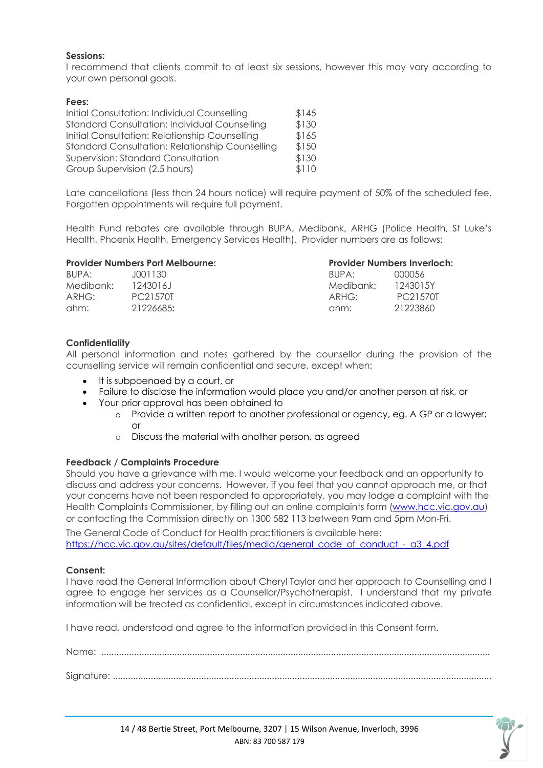**Sessions:**

I recommend that clients commit to at least six sessions, however this may vary according to your own personal goals.

**Fees:**

| | |
|---|---|
| Initial Consultation: Individual Counselling | $145 |
| Standard Consultation: Individual Counselling | $130 |
| Initial Consultation: Relationship Counselling | $165 |
| Standard Consultation: Relationship Counselling | $150 |
| Supervision: Standard Consultation | $130 |
| Group Supervision (2.5 hours) | $110 |

Late cancellations (less than 24 hours notice) will require payment of 50% of the scheduled fee. Forgotten appointments will require full payment.

Health Fund rebates are available through BUPA, Medibank, ARHG (Police Health, St Luke's Health, Phoenix Health, Emergency Services Health). Provider numbers are as follows:

**Provider Numbers Port Melbourne:**

| | |
|---|---|
| BUPA: | J001130 |
| Medibank: | 1243016J |
| ARHG: | PC21570T |
| ahm: | 21226685**:** |

**Provider Numbers Inverloch:**

| | |
|---|---|
| BUPA: | 000056 |
| Medibank: | 1243015Y |
| ARHG: | PC21570T |
| ahm: | 21223860 |

**Confidentiality**

All personal information and notes gathered by the counsellor during the provision of the counselling service will remain confidential and secure, except when:

- It is subpoenaed by a court, or
- Failure to disclose the information would place you and/or another person at risk, or
- Your prior approval has been obtained to
  - Provide a written report to another professional or agency, eg. A GP or a lawyer; or
  - Discuss the material with another person, as agreed

**Feedback / Complaints Procedure**

Should you have a grievance with me, I would welcome your feedback and an opportunity to discuss and address your concerns. However, if you feel that you cannot approach me, or that your concerns have not been responded to appropriately, you may lodge a complaint with the Health Complaints Commissioner, by filling out an online complaints form (www.hcc.vic.gov.au) or contacting the Commission directly on 1300 582 113 between 9am and 5pm Mon-Fri.

The General Code of Conduct for Health practitioners is available here: https://hcc.vic.gov.au/sites/default/files/media/general_code_of_conduct_-_a3_4.pdf

**Consent:**

I have read the General Information about Cheryl Taylor and her approach to Counselling and I agree to engage her services as a Counsellor/Psychotherapist. I understand that my private information will be treated as confidential, except in circumstances indicated above.

I have read, understood and agree to the information provided in this Consent form.

Name: ..........................................................................................................................................

Signature: ....................................................................................................................................

14 / 48 Bertie Street, Port Melbourne, 3207 | 15 Wilson Avenue, Inverloch, 3996
ABN: 83 700 587 179